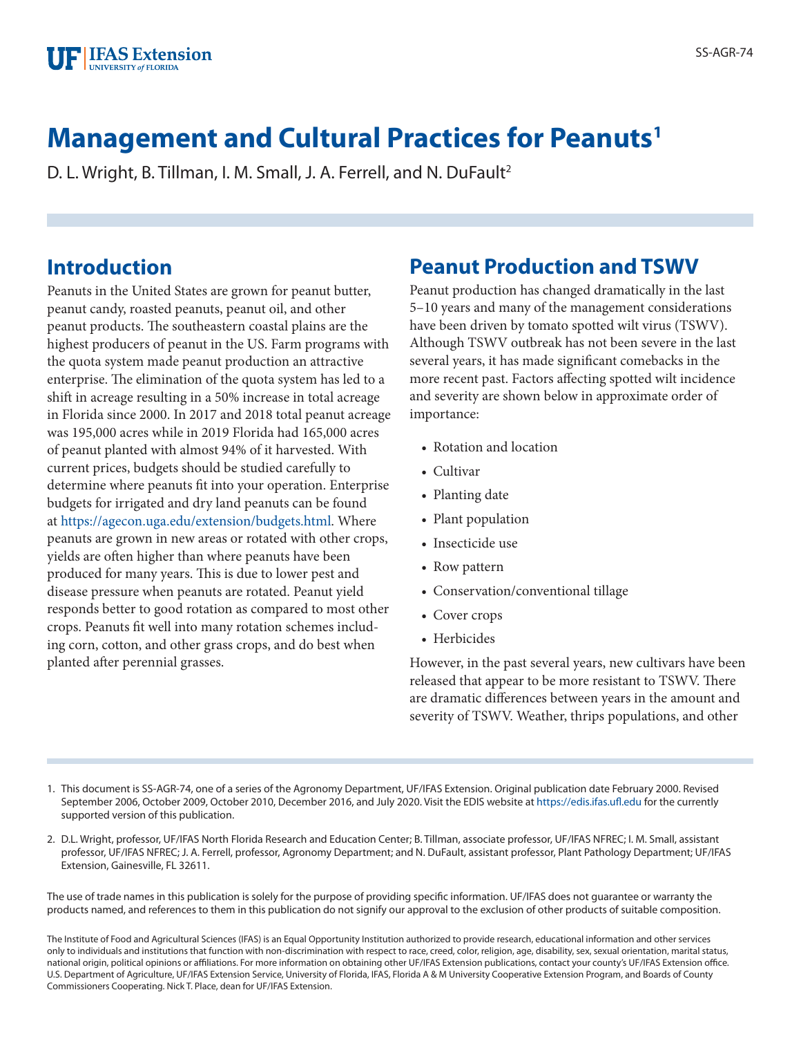# Management and Cultural Practices for Peanuts[1]

D. L. Wright, B. Tillman, I. M. Small, J. A. Ferrell, and N. DuFault[2]

## Introduction

Peanuts in the United States are grown for peanut butter, peanut candy, roasted peanuts, peanut oil, and other peanut products. The southeastern coastal plains are the highest producers of peanut in the US. Farm programs with the quota system made peanut production an attractive enterprise. The elimination of the quota system has led to a shift in acreage resulting in a 50% increase in total acreage in Florida since 2000. In 2017 and 2018 total peanut acreage was 195,000 acres while in 2019 Florida had 165,000 acres of peanut planted with almost 94% of it harvested. With current prices, budgets should be studied carefully to determine where peanuts fit into your operation. Enterprise budgets for irrigated and dry land peanuts can be found at https://agecon.uga.edu/extension/budgets.html. Where peanuts are grown in new areas or rotated with other crops, yields are often higher than where peanuts have been produced for many years. This is due to lower pest and disease pressure when peanuts are rotated. Peanut yield responds better to good rotation as compared to most other crops. Peanuts fit well into many rotation schemes including corn, cotton, and other grass crops, and do best when planted after perennial grasses.

## Peanut Production and TSWV

Peanut production has changed dramatically in the last 5–10 years and many of the management considerations have been driven by tomato spotted wilt virus (TSWV). Although TSWV outbreak has not been severe in the last several years, it has made significant comebacks in the more recent past. Factors affecting spotted wilt incidence and severity are shown below in approximate order of importance:

- Rotation and location
- Cultivar
- Planting date
- Plant population
- Insecticide use
- Row pattern
- Conservation/conventional tillage
- Cover crops
- Herbicides

However, in the past several years, new cultivars have been released that appear to be more resistant to TSWV. There are dramatic differences between years in the amount and severity of TSWV. Weather, thrips populations, and other

---

1. This document is SS-AGR-74, one of a series of the Agronomy Department, UF/IFAS Extension. Original publication date February 2000. Revised September 2006, October 2009, October 2010, December 2016, and July 2020. Visit the EDIS website at https://edis.ifas.ufl.edu for the currently supported version of this publication.

2. D.L. Wright, professor, UF/IFAS North Florida Research and Education Center; B. Tillman, associate professor, UF/IFAS NFREC; I. M. Small, assistant professor, UF/IFAS NFREC; J. A. Ferrell, professor, Agronomy Department; and N. DuFault, assistant professor, Plant Pathology Department; UF/IFAS Extension, Gainesville, FL 32611.

The use of trade names in this publication is solely for the purpose of providing specific information. UF/IFAS does not guarantee or warranty the products named, and references to them in this publication do not signify our approval to the exclusion of other products of suitable composition.

The Institute of Food and Agricultural Sciences (IFAS) is an Equal Opportunity Institution authorized to provide research, educational information and other services only to individuals and institutions that function with non-discrimination with respect to race, creed, color, religion, age, disability, sex, sexual orientation, marital status, national origin, political opinions or affiliations. For more information on obtaining other UF/IFAS Extension publications, contact your county's UF/IFAS Extension office. U.S. Department of Agriculture, UF/IFAS Extension Service, University of Florida, IFAS, Florida A & M University Cooperative Extension Program, and Boards of County Commissioners Cooperating. Nick T. Place, dean for UF/IFAS Extension.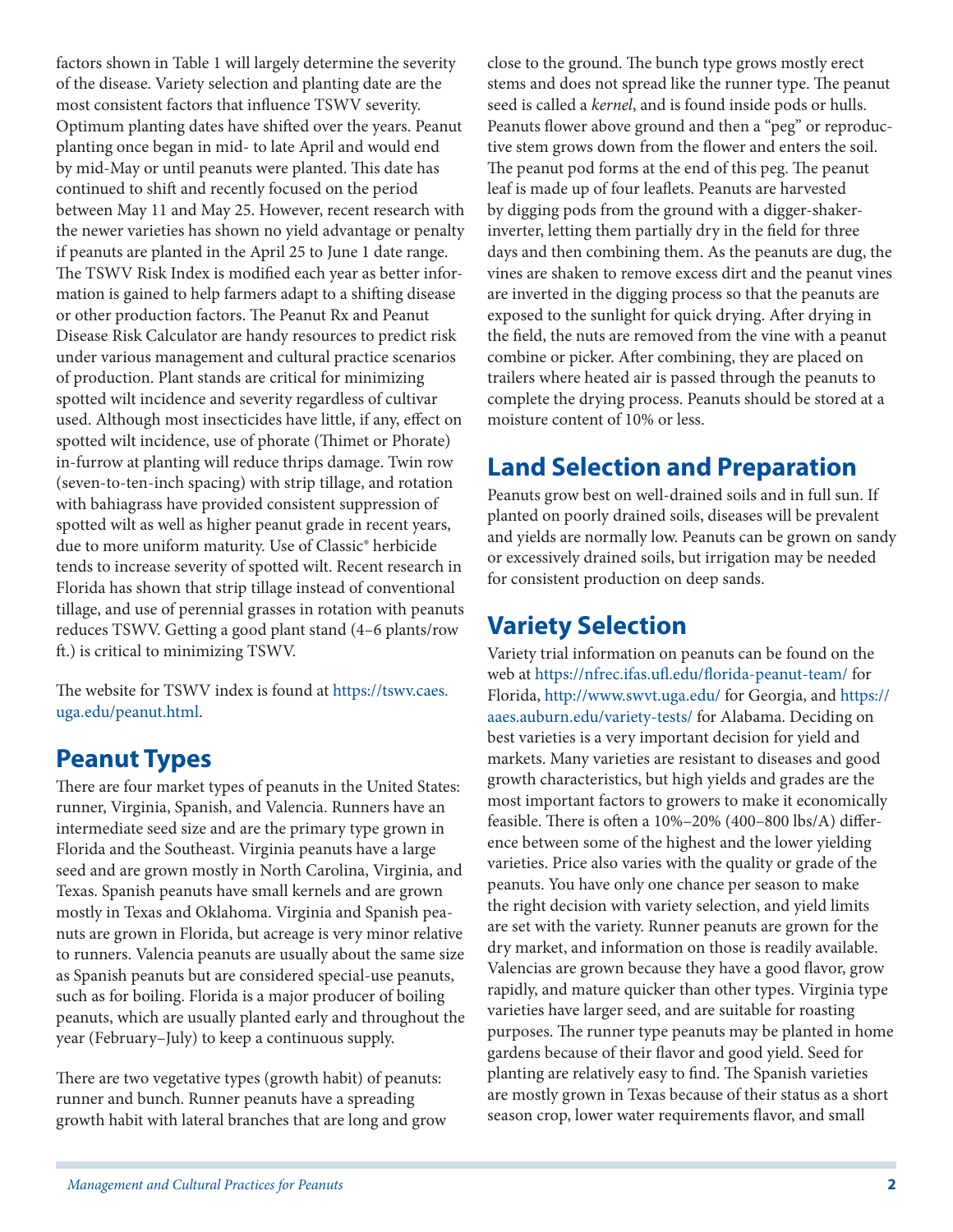factors shown in Table 1 will largely determine the severity of the disease. Variety selection and planting date are the most consistent factors that influence TSWV severity. Optimum planting dates have shifted over the years. Peanut planting once began in mid- to late April and would end by mid-May or until peanuts were planted. This date has continued to shift and recently focused on the period between May 11 and May 25. However, recent research with the newer varieties has shown no yield advantage or penalty if peanuts are planted in the April 25 to June 1 date range. The TSWV Risk Index is modified each year as better information is gained to help farmers adapt to a shifting disease or other production factors. The Peanut Rx and Peanut Disease Risk Calculator are handy resources to predict risk under various management and cultural practice scenarios of production. Plant stands are critical for minimizing spotted wilt incidence and severity regardless of cultivar used. Although most insecticides have little, if any, effect on spotted wilt incidence, use of phorate (Thimet or Phorate) in-furrow at planting will reduce thrips damage. Twin row (seven-to-ten-inch spacing) with strip tillage, and rotation with bahiagrass have provided consistent suppression of spotted wilt as well as higher peanut grade in recent years, due to more uniform maturity. Use of Classic® herbicide tends to increase severity of spotted wilt. Recent research in Florida has shown that strip tillage instead of conventional tillage, and use of perennial grasses in rotation with peanuts reduces TSWV. Getting a good plant stand (4–6 plants/row ft.) is critical to minimizing TSWV.

The website for TSWV index is found at https://tswv.caes.uga.edu/peanut.html.

## Peanut Types

There are four market types of peanuts in the United States: runner, Virginia, Spanish, and Valencia. Runners have an intermediate seed size and are the primary type grown in Florida and the Southeast. Virginia peanuts have a large seed and are grown mostly in North Carolina, Virginia, and Texas. Spanish peanuts have small kernels and are grown mostly in Texas and Oklahoma. Virginia and Spanish peanuts are grown in Florida, but acreage is very minor relative to runners. Valencia peanuts are usually about the same size as Spanish peanuts but are considered special-use peanuts, such as for boiling. Florida is a major producer of boiling peanuts, which are usually planted early and throughout the year (February–July) to keep a continuous supply.

There are two vegetative types (growth habit) of peanuts: runner and bunch. Runner peanuts have a spreading growth habit with lateral branches that are long and grow close to the ground. The bunch type grows mostly erect stems and does not spread like the runner type. The peanut seed is called a *kernel*, and is found inside pods or hulls. Peanuts flower above ground and then a "peg" or reproductive stem grows down from the flower and enters the soil. The peanut pod forms at the end of this peg. The peanut leaf is made up of four leaflets. Peanuts are harvested by digging pods from the ground with a digger-shaker-inverter, letting them partially dry in the field for three days and then combining them. As the peanuts are dug, the vines are shaken to remove excess dirt and the peanut vines are inverted in the digging process so that the peanuts are exposed to the sunlight for quick drying. After drying in the field, the nuts are removed from the vine with a peanut combine or picker. After combining, they are placed on trailers where heated air is passed through the peanuts to complete the drying process. Peanuts should be stored at a moisture content of 10% or less.

## Land Selection and Preparation

Peanuts grow best on well-drained soils and in full sun. If planted on poorly drained soils, diseases will be prevalent and yields are normally low. Peanuts can be grown on sandy or excessively drained soils, but irrigation may be needed for consistent production on deep sands.

## Variety Selection

Variety trial information on peanuts can be found on the web at https://nfrec.ifas.ufl.edu/florida-peanut-team/ for Florida, http://www.swvt.uga.edu/ for Georgia, and https://aaes.auburn.edu/variety-tests/ for Alabama. Deciding on best varieties is a very important decision for yield and markets. Many varieties are resistant to diseases and good growth characteristics, but high yields and grades are the most important factors to growers to make it economically feasible. There is often a 10%–20% (400–800 lbs/A) difference between some of the highest and the lower yielding varieties. Price also varies with the quality or grade of the peanuts. You have only one chance per season to make the right decision with variety selection, and yield limits are set with the variety. Runner peanuts are grown for the dry market, and information on those is readily available. Valencias are grown because they have a good flavor, grow rapidly, and mature quicker than other types. Virginia type varieties have larger seed, and are suitable for roasting purposes. The runner type peanuts may be planted in home gardens because of their flavor and good yield. Seed for planting are relatively easy to find. The Spanish varieties are mostly grown in Texas because of their status as a short season crop, lower water requirements flavor, and small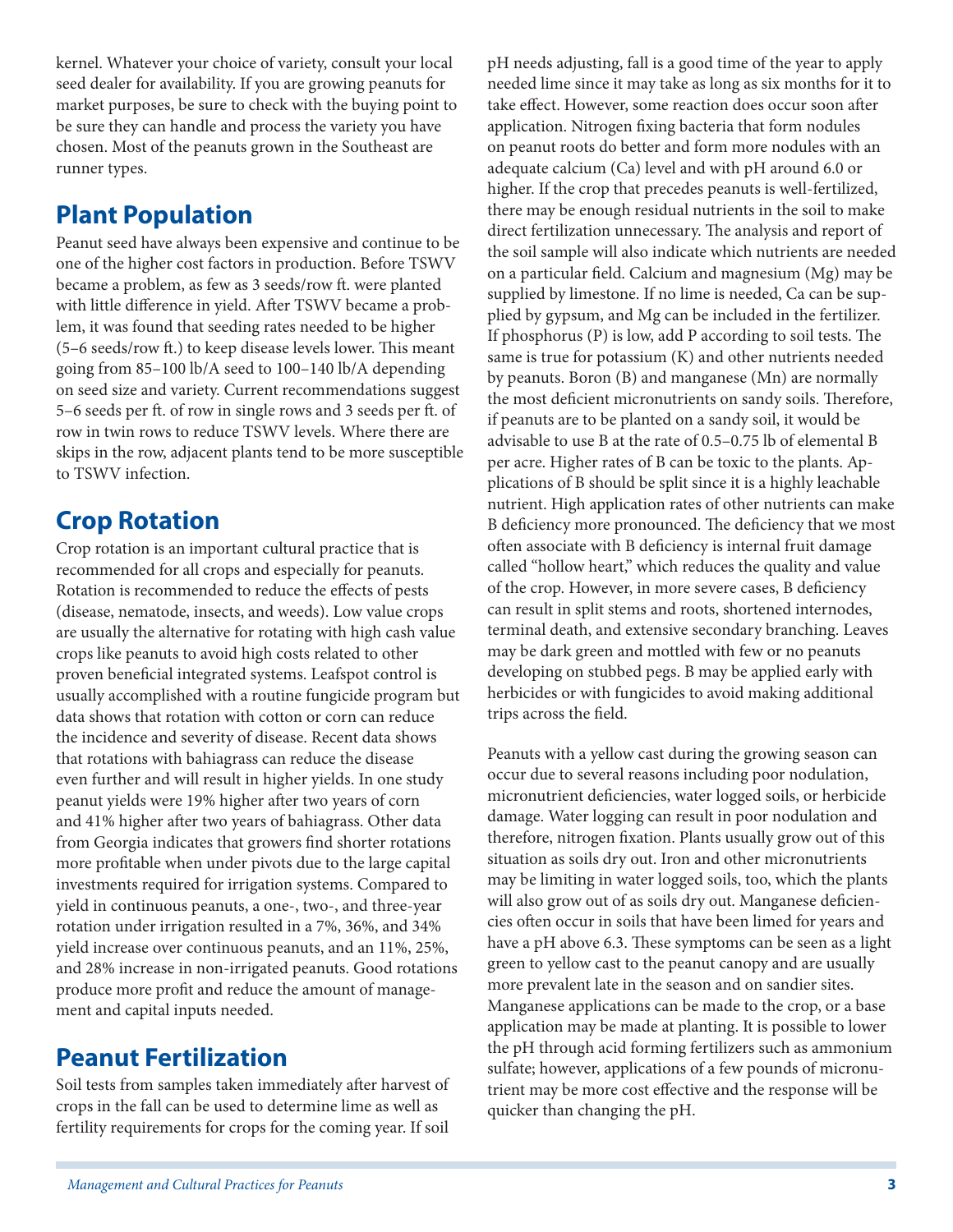kernel. Whatever your choice of variety, consult your local seed dealer for availability. If you are growing peanuts for market purposes, be sure to check with the buying point to be sure they can handle and process the variety you have chosen. Most of the peanuts grown in the Southeast are runner types.

## Plant Population

Peanut seed have always been expensive and continue to be one of the higher cost factors in production. Before TSWV became a problem, as few as 3 seeds/row ft. were planted with little difference in yield. After TSWV became a problem, it was found that seeding rates needed to be higher (5–6 seeds/row ft.) to keep disease levels lower. This meant going from 85–100 lb/A seed to 100–140 lb/A depending on seed size and variety. Current recommendations suggest 5–6 seeds per ft. of row in single rows and 3 seeds per ft. of row in twin rows to reduce TSWV levels. Where there are skips in the row, adjacent plants tend to be more susceptible to TSWV infection.

## Crop Rotation

Crop rotation is an important cultural practice that is recommended for all crops and especially for peanuts. Rotation is recommended to reduce the effects of pests (disease, nematode, insects, and weeds). Low value crops are usually the alternative for rotating with high cash value crops like peanuts to avoid high costs related to other proven beneficial integrated systems. Leafspot control is usually accomplished with a routine fungicide program but data shows that rotation with cotton or corn can reduce the incidence and severity of disease. Recent data shows that rotations with bahiagrass can reduce the disease even further and will result in higher yields. In one study peanut yields were 19% higher after two years of corn and 41% higher after two years of bahiagrass. Other data from Georgia indicates that growers find shorter rotations more profitable when under pivots due to the large capital investments required for irrigation systems. Compared to yield in continuous peanuts, a one-, two-, and three-year rotation under irrigation resulted in a 7%, 36%, and 34% yield increase over continuous peanuts, and an 11%, 25%, and 28% increase in non-irrigated peanuts. Good rotations produce more profit and reduce the amount of management and capital inputs needed.

## Peanut Fertilization

Soil tests from samples taken immediately after harvest of crops in the fall can be used to determine lime as well as fertility requirements for crops for the coming year. If soil pH needs adjusting, fall is a good time of the year to apply needed lime since it may take as long as six months for it to take effect. However, some reaction does occur soon after application. Nitrogen fixing bacteria that form nodules on peanut roots do better and form more nodules with an adequate calcium (Ca) level and with pH around 6.0 or higher. If the crop that precedes peanuts is well-fertilized, there may be enough residual nutrients in the soil to make direct fertilization unnecessary. The analysis and report of the soil sample will also indicate which nutrients are needed on a particular field. Calcium and magnesium (Mg) may be supplied by limestone. If no lime is needed, Ca can be supplied by gypsum, and Mg can be included in the fertilizer. If phosphorus (P) is low, add P according to soil tests. The same is true for potassium (K) and other nutrients needed by peanuts. Boron (B) and manganese (Mn) are normally the most deficient micronutrients on sandy soils. Therefore, if peanuts are to be planted on a sandy soil, it would be advisable to use B at the rate of 0.5–0.75 lb of elemental B per acre. Higher rates of B can be toxic to the plants. Applications of B should be split since it is a highly leachable nutrient. High application rates of other nutrients can make B deficiency more pronounced. The deficiency that we most often associate with B deficiency is internal fruit damage called "hollow heart," which reduces the quality and value of the crop. However, in more severe cases, B deficiency can result in split stems and roots, shortened internodes, terminal death, and extensive secondary branching. Leaves may be dark green and mottled with few or no peanuts developing on stubbed pegs. B may be applied early with herbicides or with fungicides to avoid making additional trips across the field.

Peanuts with a yellow cast during the growing season can occur due to several reasons including poor nodulation, micronutrient deficiencies, water logged soils, or herbicide damage. Water logging can result in poor nodulation and therefore, nitrogen fixation. Plants usually grow out of this situation as soils dry out. Iron and other micronutrients may be limiting in water logged soils, too, which the plants will also grow out of as soils dry out. Manganese deficiencies often occur in soils that have been limed for years and have a pH above 6.3. These symptoms can be seen as a light green to yellow cast to the peanut canopy and are usually more prevalent late in the season and on sandier sites. Manganese applications can be made to the crop, or a base application may be made at planting. It is possible to lower the pH through acid forming fertilizers such as ammonium sulfate; however, applications of a few pounds of micronutrient may be more cost effective and the response will be quicker than changing the pH.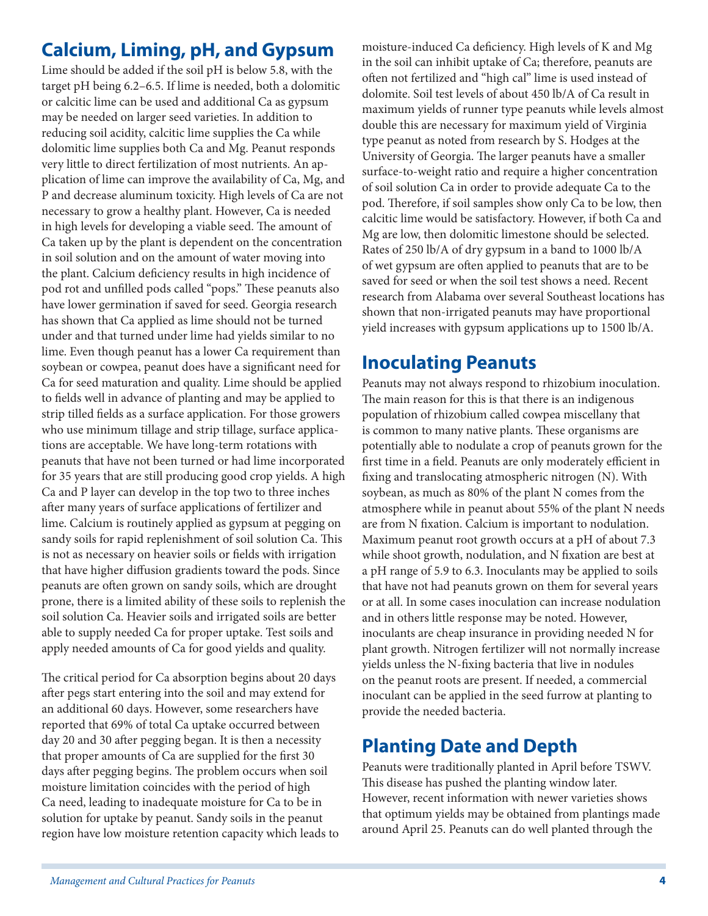## Calcium, Liming, pH, and Gypsum

Lime should be added if the soil pH is below 5.8, with the target pH being 6.2–6.5. If lime is needed, both a dolomitic or calcitic lime can be used and additional Ca as gypsum may be needed on larger seed varieties. In addition to reducing soil acidity, calcitic lime supplies the Ca while dolomitic lime supplies both Ca and Mg. Peanut responds very little to direct fertilization of most nutrients. An application of lime can improve the availability of Ca, Mg, and P and decrease aluminum toxicity. High levels of Ca are not necessary to grow a healthy plant. However, Ca is needed in high levels for developing a viable seed. The amount of Ca taken up by the plant is dependent on the concentration in soil solution and on the amount of water moving into the plant. Calcium deficiency results in high incidence of pod rot and unfilled pods called "pops." These peanuts also have lower germination if saved for seed. Georgia research has shown that Ca applied as lime should not be turned under and that turned under lime had yields similar to no lime. Even though peanut has a lower Ca requirement than soybean or cowpea, peanut does have a significant need for Ca for seed maturation and quality. Lime should be applied to fields well in advance of planting and may be applied to strip tilled fields as a surface application. For those growers who use minimum tillage and strip tillage, surface applications are acceptable. We have long-term rotations with peanuts that have not been turned or had lime incorporated for 35 years that are still producing good crop yields. A high Ca and P layer can develop in the top two to three inches after many years of surface applications of fertilizer and lime. Calcium is routinely applied as gypsum at pegging on sandy soils for rapid replenishment of soil solution Ca. This is not as necessary on heavier soils or fields with irrigation that have higher diffusion gradients toward the pods. Since peanuts are often grown on sandy soils, which are drought prone, there is a limited ability of these soils to replenish the soil solution Ca. Heavier soils and irrigated soils are better able to supply needed Ca for proper uptake. Test soils and apply needed amounts of Ca for good yields and quality.

The critical period for Ca absorption begins about 20 days after pegs start entering into the soil and may extend for an additional 60 days. However, some researchers have reported that 69% of total Ca uptake occurred between day 20 and 30 after pegging began. It is then a necessity that proper amounts of Ca are supplied for the first 30 days after pegging begins. The problem occurs when soil moisture limitation coincides with the period of high Ca need, leading to inadequate moisture for Ca to be in solution for uptake by peanut. Sandy soils in the peanut region have low moisture retention capacity which leads to moisture-induced Ca deficiency. High levels of K and Mg in the soil can inhibit uptake of Ca; therefore, peanuts are often not fertilized and "high cal" lime is used instead of dolomite. Soil test levels of about 450 lb/A of Ca result in maximum yields of runner type peanuts while levels almost double this are necessary for maximum yield of Virginia type peanut as noted from research by S. Hodges at the University of Georgia. The larger peanuts have a smaller surface-to-weight ratio and require a higher concentration of soil solution Ca in order to provide adequate Ca to the pod. Therefore, if soil samples show only Ca to be low, then calcitic lime would be satisfactory. However, if both Ca and Mg are low, then dolomitic limestone should be selected. Rates of 250 lb/A of dry gypsum in a band to 1000 lb/A of wet gypsum are often applied to peanuts that are to be saved for seed or when the soil test shows a need. Recent research from Alabama over several Southeast locations has shown that non-irrigated peanuts may have proportional yield increases with gypsum applications up to 1500 lb/A.

## Inoculating Peanuts

Peanuts may not always respond to rhizobium inoculation. The main reason for this is that there is an indigenous population of rhizobium called cowpea miscellany that is common to many native plants. These organisms are potentially able to nodulate a crop of peanuts grown for the first time in a field. Peanuts are only moderately efficient in fixing and translocating atmospheric nitrogen (N). With soybean, as much as 80% of the plant N comes from the atmosphere while in peanut about 55% of the plant N needs are from N fixation. Calcium is important to nodulation. Maximum peanut root growth occurs at a pH of about 7.3 while shoot growth, nodulation, and N fixation are best at a pH range of 5.9 to 6.3. Inoculants may be applied to soils that have not had peanuts grown on them for several years or at all. In some cases inoculation can increase nodulation and in others little response may be noted. However, inoculants are cheap insurance in providing needed N for plant growth. Nitrogen fertilizer will not normally increase yields unless the N-fixing bacteria that live in nodules on the peanut roots are present. If needed, a commercial inoculant can be applied in the seed furrow at planting to provide the needed bacteria.

## Planting Date and Depth

Peanuts were traditionally planted in April before TSWV. This disease has pushed the planting window later. However, recent information with newer varieties shows that optimum yields may be obtained from plantings made around April 25. Peanuts can do well planted through the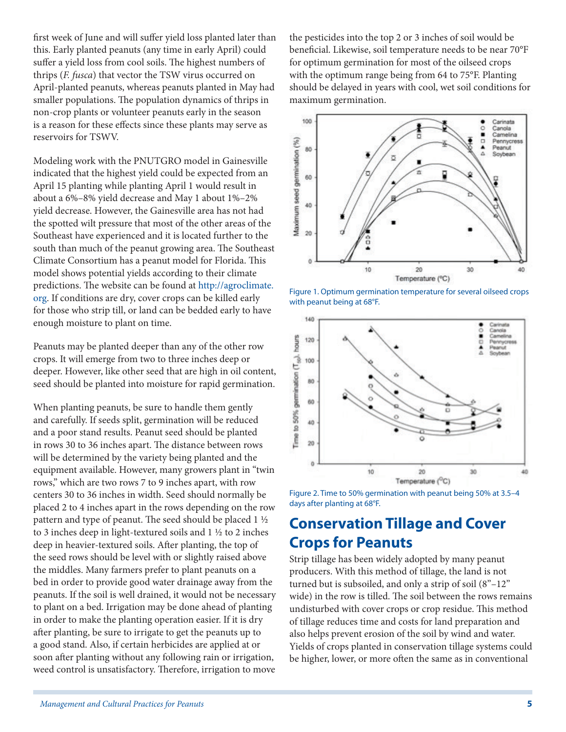first week of June and will suffer yield loss planted later than this. Early planted peanuts (any time in early April) could suffer a yield loss from cool soils. The highest numbers of thrips (*F. fusca*) that vector the TSW virus occurred on April-planted peanuts, whereas peanuts planted in May had smaller populations. The population dynamics of thrips in non-crop plants or volunteer peanuts early in the season is a reason for these effects since these plants may serve as reservoirs for TSWV.

Modeling work with the PNUTGRO model in Gainesville indicated that the highest yield could be expected from an April 15 planting while planting April 1 would result in about a 6%–8% yield decrease and May 1 about 1%–2% yield decrease. However, the Gainesville area has not had the spotted wilt pressure that most of the other areas of the Southeast have experienced and it is located further to the south than much of the peanut growing area. The Southeast Climate Consortium has a peanut model for Florida. This model shows potential yields according to their climate predictions. The website can be found at http://agroclimate.org. If conditions are dry, cover crops can be killed early for those who strip till, or land can be bedded early to have enough moisture to plant on time.

Peanuts may be planted deeper than any of the other row crops. It will emerge from two to three inches deep or deeper. However, like other seed that are high in oil content, seed should be planted into moisture for rapid germination.

When planting peanuts, be sure to handle them gently and carefully. If seeds split, germination will be reduced and a poor stand results. Peanut seed should be planted in rows 30 to 36 inches apart. The distance between rows will be determined by the variety being planted and the equipment available. However, many growers plant in "twin rows," which are two rows 7 to 9 inches apart, with row centers 30 to 36 inches in width. Seed should normally be placed 2 to 4 inches apart in the rows depending on the row pattern and type of peanut. The seed should be placed 1 ½ to 3 inches deep in light-textured soils and 1 ½ to 2 inches deep in heavier-textured soils. After planting, the top of the seed rows should be level with or slightly raised above the middles. Many farmers prefer to plant peanuts on a bed in order to provide good water drainage away from the peanuts. If the soil is well drained, it would not be necessary to plant on a bed. Irrigation may be done ahead of planting in order to make the planting operation easier. If it is dry after planting, be sure to irrigate to get the peanuts up to a good stand. Also, if certain herbicides are applied at or soon after planting without any following rain or irrigation, weed control is unsatisfactory. Therefore, irrigation to move the pesticides into the top 2 or 3 inches of soil would be beneficial. Likewise, soil temperature needs to be near 70°F for optimum germination for most of the oilseed crops with the optimum range being from 64 to 75°F. Planting should be delayed in years with cool, wet soil conditions for maximum germination.

Figure 1. Optimum germination temperature for several oilseed crops with peanut being at 68°F.

Figure 2. Time to 50% germination with peanut being 50% at 3.5–4 days after planting at 68°F.

## Conservation Tillage and Cover Crops for Peanuts

Strip tillage has been widely adopted by many peanut producers. With this method of tillage, the land is not turned but is subsoiled, and only a strip of soil (8"–12" wide) in the row is tilled. The soil between the rows remains undisturbed with cover crops or crop residue. This method of tillage reduces time and costs for land preparation and also helps prevent erosion of the soil by wind and water. Yields of crops planted in conservation tillage systems could be higher, lower, or more often the same as in conventional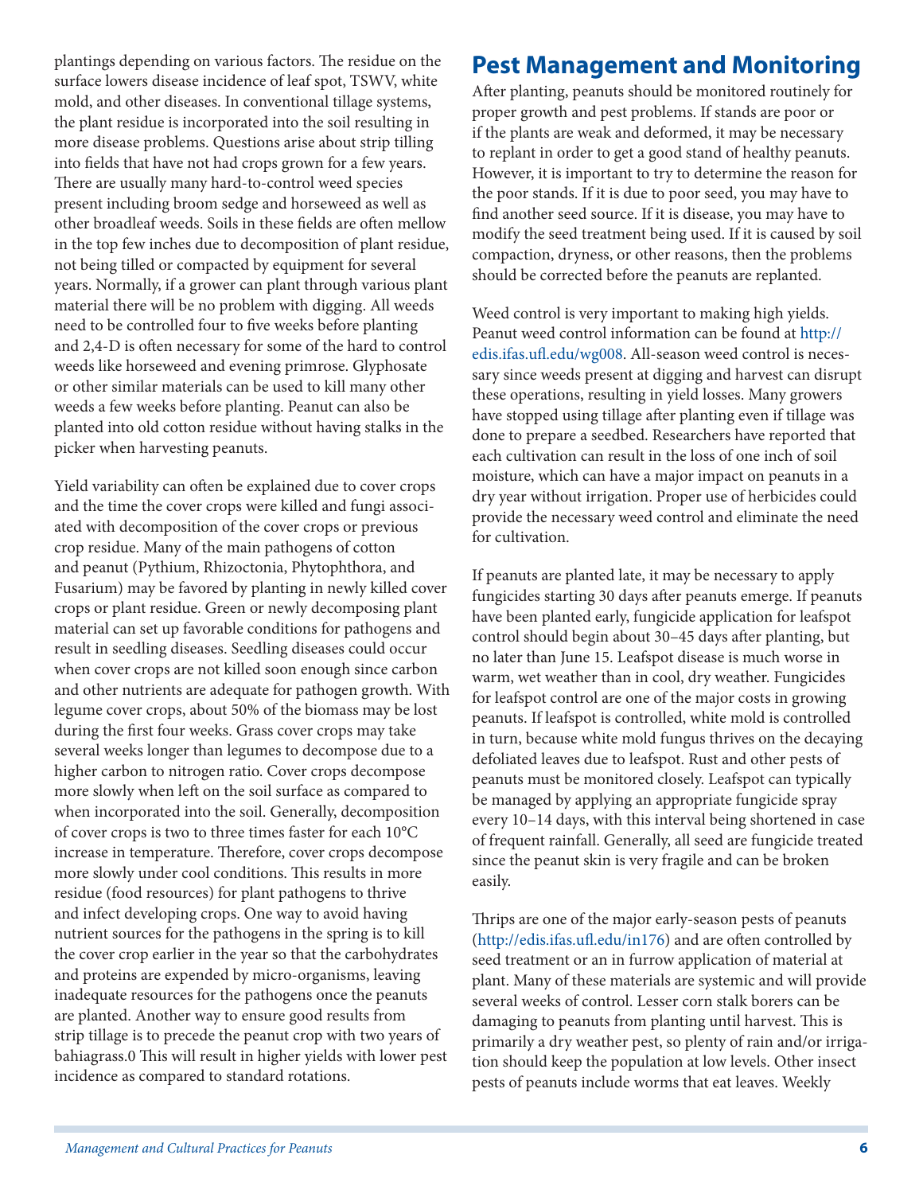plantings depending on various factors. The residue on the surface lowers disease incidence of leaf spot, TSWV, white mold, and other diseases. In conventional tillage systems, the plant residue is incorporated into the soil resulting in more disease problems. Questions arise about strip tilling into fields that have not had crops grown for a few years. There are usually many hard-to-control weed species present including broom sedge and horseweed as well as other broadleaf weeds. Soils in these fields are often mellow in the top few inches due to decomposition of plant residue, not being tilled or compacted by equipment for several years. Normally, if a grower can plant through various plant material there will be no problem with digging. All weeds need to be controlled four to five weeks before planting and 2,4-D is often necessary for some of the hard to control weeds like horseweed and evening primrose. Glyphosate or other similar materials can be used to kill many other weeds a few weeks before planting. Peanut can also be planted into old cotton residue without having stalks in the picker when harvesting peanuts.

Yield variability can often be explained due to cover crops and the time the cover crops were killed and fungi associated with decomposition of the cover crops or previous crop residue. Many of the main pathogens of cotton and peanut (Pythium, Rhizoctonia, Phytophthora, and Fusarium) may be favored by planting in newly killed cover crops or plant residue. Green or newly decomposing plant material can set up favorable conditions for pathogens and result in seedling diseases. Seedling diseases could occur when cover crops are not killed soon enough since carbon and other nutrients are adequate for pathogen growth. With legume cover crops, about 50% of the biomass may be lost during the first four weeks. Grass cover crops may take several weeks longer than legumes to decompose due to a higher carbon to nitrogen ratio. Cover crops decompose more slowly when left on the soil surface as compared to when incorporated into the soil. Generally, decomposition of cover crops is two to three times faster for each 10°C increase in temperature. Therefore, cover crops decompose more slowly under cool conditions. This results in more residue (food resources) for plant pathogens to thrive and infect developing crops. One way to avoid having nutrient sources for the pathogens in the spring is to kill the cover crop earlier in the year so that the carbohydrates and proteins are expended by micro-organisms, leaving inadequate resources for the pathogens once the peanuts are planted. Another way to ensure good results from strip tillage is to precede the peanut crop with two years of bahiagrass.0 This will result in higher yields with lower pest incidence as compared to standard rotations.

## Pest Management and Monitoring

After planting, peanuts should be monitored routinely for proper growth and pest problems. If stands are poor or if the plants are weak and deformed, it may be necessary to replant in order to get a good stand of healthy peanuts. However, it is important to try to determine the reason for the poor stands. If it is due to poor seed, you may have to find another seed source. If it is disease, you may have to modify the seed treatment being used. If it is caused by soil compaction, dryness, or other reasons, then the problems should be corrected before the peanuts are replanted.

Weed control is very important to making high yields. Peanut weed control information can be found at http://edis.ifas.ufl.edu/wg008. All-season weed control is necessary since weeds present at digging and harvest can disrupt these operations, resulting in yield losses. Many growers have stopped using tillage after planting even if tillage was done to prepare a seedbed. Researchers have reported that each cultivation can result in the loss of one inch of soil moisture, which can have a major impact on peanuts in a dry year without irrigation. Proper use of herbicides could provide the necessary weed control and eliminate the need for cultivation.

If peanuts are planted late, it may be necessary to apply fungicides starting 30 days after peanuts emerge. If peanuts have been planted early, fungicide application for leafspot control should begin about 30–45 days after planting, but no later than June 15. Leafspot disease is much worse in warm, wet weather than in cool, dry weather. Fungicides for leafspot control are one of the major costs in growing peanuts. If leafspot is controlled, white mold is controlled in turn, because white mold fungus thrives on the decaying defoliated leaves due to leafspot. Rust and other pests of peanuts must be monitored closely. Leafspot can typically be managed by applying an appropriate fungicide spray every 10–14 days, with this interval being shortened in case of frequent rainfall. Generally, all seed are fungicide treated since the peanut skin is very fragile and can be broken easily.

Thrips are one of the major early-season pests of peanuts (http://edis.ifas.ufl.edu/in176) and are often controlled by seed treatment or an in furrow application of material at plant. Many of these materials are systemic and will provide several weeks of control. Lesser corn stalk borers can be damaging to peanuts from planting until harvest. This is primarily a dry weather pest, so plenty of rain and/or irrigation should keep the population at low levels. Other insect pests of peanuts include worms that eat leaves. Weekly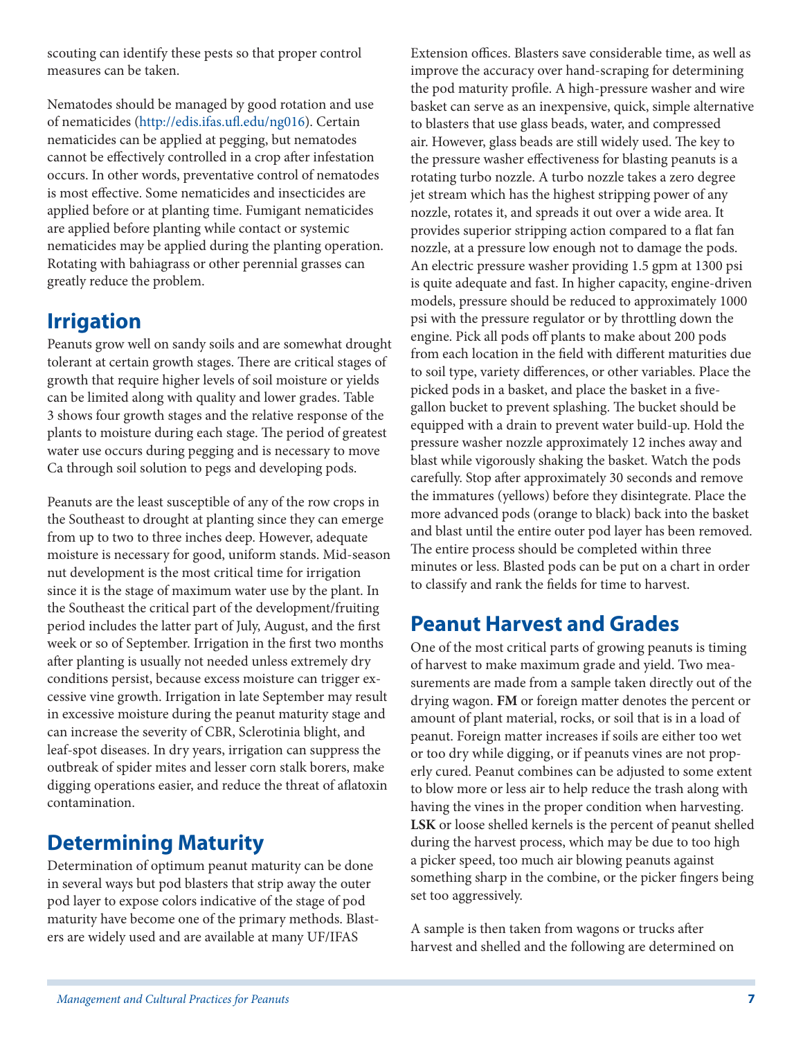scouting can identify these pests so that proper control measures can be taken.

Nematodes should be managed by good rotation and use of nematicides (http://edis.ifas.ufl.edu/ng016). Certain nematicides can be applied at pegging, but nematodes cannot be effectively controlled in a crop after infestation occurs. In other words, preventative control of nematodes is most effective. Some nematicides and insecticides are applied before or at planting time. Fumigant nematicides are applied before planting while contact or systemic nematicides may be applied during the planting operation. Rotating with bahiagrass or other perennial grasses can greatly reduce the problem.

## Irrigation

Peanuts grow well on sandy soils and are somewhat drought tolerant at certain growth stages. There are critical stages of growth that require higher levels of soil moisture or yields can be limited along with quality and lower grades. Table 3 shows four growth stages and the relative response of the plants to moisture during each stage. The period of greatest water use occurs during pegging and is necessary to move Ca through soil solution to pegs and developing pods.

Peanuts are the least susceptible of any of the row crops in the Southeast to drought at planting since they can emerge from up to two to three inches deep. However, adequate moisture is necessary for good, uniform stands. Mid-season nut development is the most critical time for irrigation since it is the stage of maximum water use by the plant. In the Southeast the critical part of the development/fruiting period includes the latter part of July, August, and the first week or so of September. Irrigation in the first two months after planting is usually not needed unless extremely dry conditions persist, because excess moisture can trigger excessive vine growth. Irrigation in late September may result in excessive moisture during the peanut maturity stage and can increase the severity of CBR, Sclerotinia blight, and leaf-spot diseases. In dry years, irrigation can suppress the outbreak of spider mites and lesser corn stalk borers, make digging operations easier, and reduce the threat of aflatoxin contamination.

## Determining Maturity

Determination of optimum peanut maturity can be done in several ways but pod blasters that strip away the outer pod layer to expose colors indicative of the stage of pod maturity have become one of the primary methods. Blasters are widely used and are available at many UF/IFAS Extension offices. Blasters save considerable time, as well as improve the accuracy over hand-scraping for determining the pod maturity profile. A high-pressure washer and wire basket can serve as an inexpensive, quick, simple alternative to blasters that use glass beads, water, and compressed air. However, glass beads are still widely used. The key to the pressure washer effectiveness for blasting peanuts is a rotating turbo nozzle. A turbo nozzle takes a zero degree jet stream which has the highest stripping power of any nozzle, rotates it, and spreads it out over a wide area. It provides superior stripping action compared to a flat fan nozzle, at a pressure low enough not to damage the pods. An electric pressure washer providing 1.5 gpm at 1300 psi is quite adequate and fast. In higher capacity, engine-driven models, pressure should be reduced to approximately 1000 psi with the pressure regulator or by throttling down the engine. Pick all pods off plants to make about 200 pods from each location in the field with different maturities due to soil type, variety differences, or other variables. Place the picked pods in a basket, and place the basket in a five-gallon bucket to prevent splashing. The bucket should be equipped with a drain to prevent water build-up. Hold the pressure washer nozzle approximately 12 inches away and blast while vigorously shaking the basket. Watch the pods carefully. Stop after approximately 30 seconds and remove the immatures (yellows) before they disintegrate. Place the more advanced pods (orange to black) back into the basket and blast until the entire outer pod layer has been removed. The entire process should be completed within three minutes or less. Blasted pods can be put on a chart in order to classify and rank the fields for time to harvest.

## Peanut Harvest and Grades

One of the most critical parts of growing peanuts is timing of harvest to make maximum grade and yield. Two measurements are made from a sample taken directly out of the drying wagon. **FM** or foreign matter denotes the percent or amount of plant material, rocks, or soil that is in a load of peanut. Foreign matter increases if soils are either too wet or too dry while digging, or if peanuts vines are not properly cured. Peanut combines can be adjusted to some extent to blow more or less air to help reduce the trash along with having the vines in the proper condition when harvesting. **LSK** or loose shelled kernels is the percent of peanut shelled during the harvest process, which may be due to too high a picker speed, too much air blowing peanuts against something sharp in the combine, or the picker fingers being set too aggressively.

A sample is then taken from wagons or trucks after harvest and shelled and the following are determined on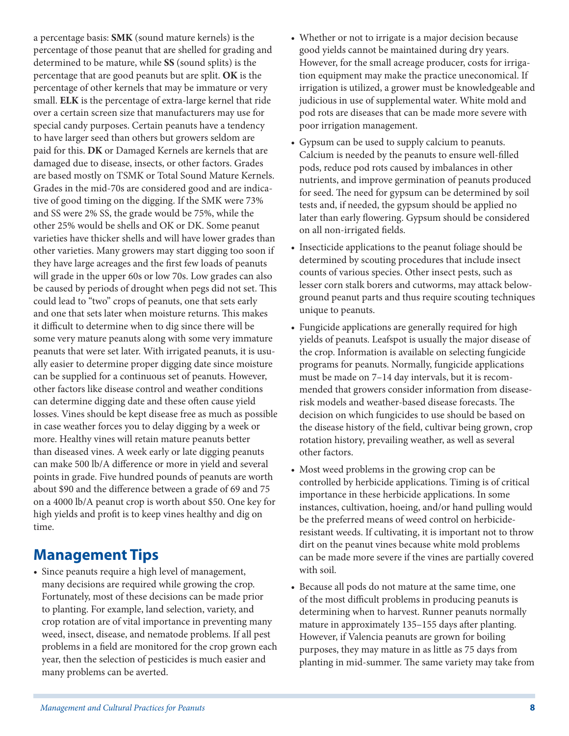a percentage basis: **SMK** (sound mature kernels) is the percentage of those peanut that are shelled for grading and determined to be mature, while **SS** (sound splits) is the percentage that are good peanuts but are split. **OK** is the percentage of other kernels that may be immature or very small. **ELK** is the percentage of extra-large kernel that ride over a certain screen size that manufacturers may use for special candy purposes. Certain peanuts have a tendency to have larger seed than others but growers seldom are paid for this. **DK** or Damaged Kernels are kernels that are damaged due to disease, insects, or other factors. Grades are based mostly on TSMK or Total Sound Mature Kernels. Grades in the mid-70s are considered good and are indicative of good timing on the digging. If the SMK were 73% and SS were 2% SS, the grade would be 75%, while the other 25% would be shells and OK or DK. Some peanut varieties have thicker shells and will have lower grades than other varieties. Many growers may start digging too soon if they have large acreages and the first few loads of peanuts will grade in the upper 60s or low 70s. Low grades can also be caused by periods of drought when pegs did not set. This could lead to "two" crops of peanuts, one that sets early and one that sets later when moisture returns. This makes it difficult to determine when to dig since there will be some very mature peanuts along with some very immature peanuts that were set later. With irrigated peanuts, it is usually easier to determine proper digging date since moisture can be supplied for a continuous set of peanuts. However, other factors like disease control and weather conditions can determine digging date and these often cause yield losses. Vines should be kept disease free as much as possible in case weather forces you to delay digging by a week or more. Healthy vines will retain mature peanuts better than diseased vines. A week early or late digging peanuts can make 500 lb/A difference or more in yield and several points in grade. Five hundred pounds of peanuts are worth about $90 and the difference between a grade of 69 and 75 on a 4000 lb/A peanut crop is worth about $50. One key for high yields and profit is to keep vines healthy and dig on time.

## Management Tips

- Since peanuts require a high level of management, many decisions are required while growing the crop. Fortunately, most of these decisions can be made prior to planting. For example, land selection, variety, and crop rotation are of vital importance in preventing many weed, insect, disease, and nematode problems. If all pest problems in a field are monitored for the crop grown each year, then the selection of pesticides is much easier and many problems can be averted.
- Whether or not to irrigate is a major decision because good yields cannot be maintained during dry years. However, for the small acreage producer, costs for irrigation equipment may make the practice uneconomical. If irrigation is utilized, a grower must be knowledgeable and judicious in use of supplemental water. White mold and pod rots are diseases that can be made more severe with poor irrigation management.
- Gypsum can be used to supply calcium to peanuts. Calcium is needed by the peanuts to ensure well-filled pods, reduce pod rots caused by imbalances in other nutrients, and improve germination of peanuts produced for seed. The need for gypsum can be determined by soil tests and, if needed, the gypsum should be applied no later than early flowering. Gypsum should be considered on all non-irrigated fields.
- Insecticide applications to the peanut foliage should be determined by scouting procedures that include insect counts of various species. Other insect pests, such as lesser corn stalk borers and cutworms, may attack below-ground peanut parts and thus require scouting techniques unique to peanuts.
- Fungicide applications are generally required for high yields of peanuts. Leafspot is usually the major disease of the crop. Information is available on selecting fungicide programs for peanuts. Normally, fungicide applications must be made on 7–14 day intervals, but it is recommended that growers consider information from disease-risk models and weather-based disease forecasts. The decision on which fungicides to use should be based on the disease history of the field, cultivar being grown, crop rotation history, prevailing weather, as well as several other factors.
- Most weed problems in the growing crop can be controlled by herbicide applications. Timing is of critical importance in these herbicide applications. In some instances, cultivation, hoeing, and/or hand pulling would be the preferred means of weed control on herbicide-resistant weeds. If cultivating, it is important not to throw dirt on the peanut vines because white mold problems can be made more severe if the vines are partially covered with soil.
- Because all pods do not mature at the same time, one of the most difficult problems in producing peanuts is determining when to harvest. Runner peanuts normally mature in approximately 135–155 days after planting. However, if Valencia peanuts are grown for boiling purposes, they may mature in as little as 75 days from planting in mid-summer. The same variety may take from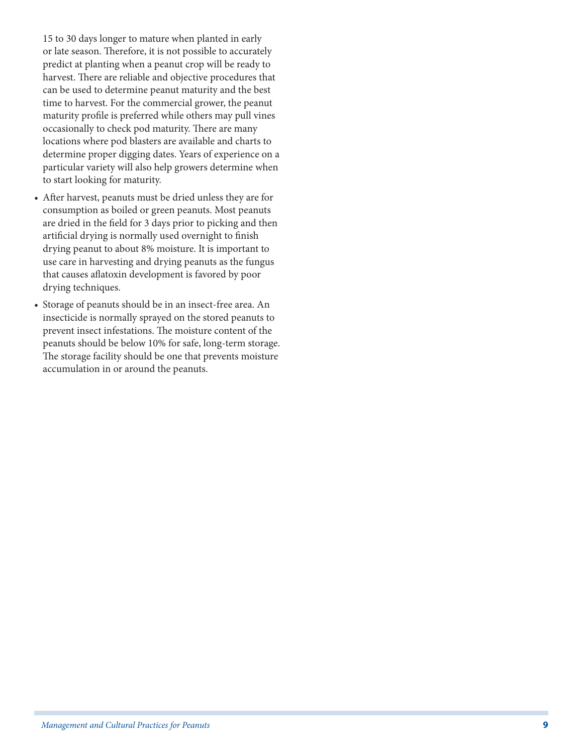15 to 30 days longer to mature when planted in early or late season. Therefore, it is not possible to accurately predict at planting when a peanut crop will be ready to harvest. There are reliable and objective procedures that can be used to determine peanut maturity and the best time to harvest. For the commercial grower, the peanut maturity profile is preferred while others may pull vines occasionally to check pod maturity. There are many locations where pod blasters are available and charts to determine proper digging dates. Years of experience on a particular variety will also help growers determine when to start looking for maturity.

- After harvest, peanuts must be dried unless they are for consumption as boiled or green peanuts. Most peanuts are dried in the field for 3 days prior to picking and then artificial drying is normally used overnight to finish drying peanut to about 8% moisture. It is important to use care in harvesting and drying peanuts as the fungus that causes aflatoxin development is favored by poor drying techniques.
- Storage of peanuts should be in an insect-free area. An insecticide is normally sprayed on the stored peanuts to prevent insect infestations. The moisture content of the peanuts should be below 10% for safe, long-term storage. The storage facility should be one that prevents moisture accumulation in or around the peanuts.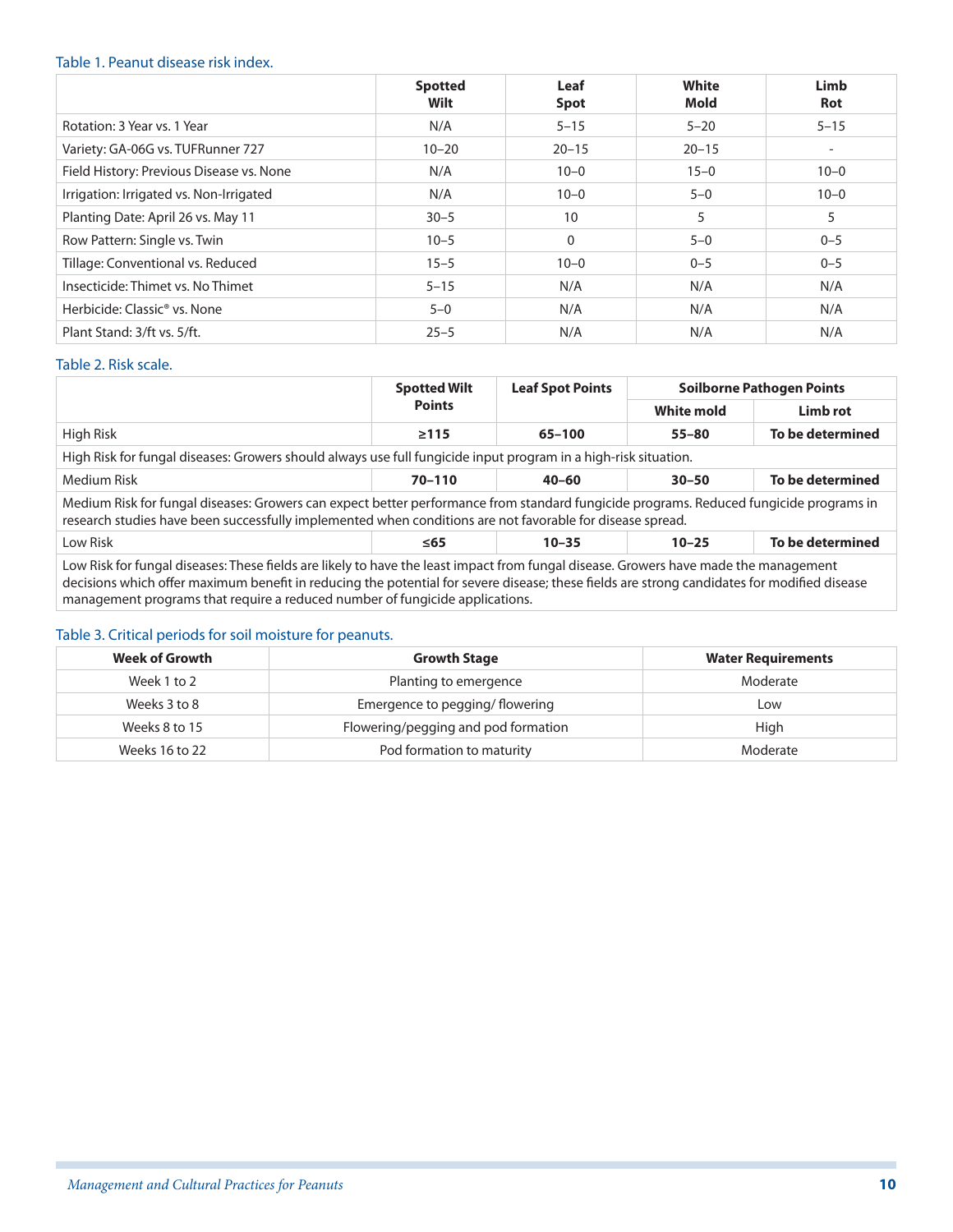Table 1. Peanut disease risk index.

| | Spotted Wilt | Leaf Spot | White Mold | Limb Rot |
|---|---|---|---|---|
| Rotation: 3 Year vs. 1 Year | N/A | 5–15 | 5–20 | 5–15 |
| Variety: GA-06G vs. TUFRunner 727 | 10–20 | 20–15 | 20–15 | - |
| Field History: Previous Disease vs. None | N/A | 10–0 | 15–0 | 10–0 |
| Irrigation: Irrigated vs. Non-Irrigated | N/A | 10–0 | 5–0 | 10–0 |
| Planting Date: April 26 vs. May 11 | 30–5 | 10 | 5 | 5 |
| Row Pattern: Single vs. Twin | 10–5 | 0 | 5–0 | 0–5 |
| Tillage: Conventional vs. Reduced | 15–5 | 10–0 | 0–5 | 0–5 |
| Insecticide: Thimet vs. No Thimet | 5–15 | N/A | N/A | N/A |
| Herbicide: Classic® vs. None | 5–0 | N/A | N/A | N/A |
| Plant Stand: 3/ft vs. 5/ft. | 25–5 | N/A | N/A | N/A |

Table 2. Risk scale.

| | Spotted Wilt Points | Leaf Spot Points | Soilborne Pathogen Points | |
|---|---|---|---|---|
| | | | **White mold** | **Limb rot** |
| High Risk | **≥115** | **65–100** | **55–80** | **To be determined** |
| High Risk for fungal diseases: Growers should always use full fungicide input program in a high-risk situation. | | | | |
| Medium Risk | **70–110** | **40–60** | **30–50** | **To be determined** |
| Medium Risk for fungal diseases: Growers can expect better performance from standard fungicide programs. Reduced fungicide programs in research studies have been successfully implemented when conditions are not favorable for disease spread. | | | | |
| Low Risk | **≤65** | **10–35** | **10–25** | **To be determined** |
| Low Risk for fungal diseases: These fields are likely to have the least impact from fungal disease. Growers have made the management decisions which offer maximum benefit in reducing the potential for severe disease; these fields are strong candidates for modified disease management programs that require a reduced number of fungicide applications. | | | | |

Table 3. Critical periods for soil moisture for peanuts.

| Week of Growth | Growth Stage | Water Requirements |
|---|---|---|
| Week 1 to 2 | Planting to emergence | Moderate |
| Weeks 3 to 8 | Emergence to pegging/ flowering | Low |
| Weeks 8 to 15 | Flowering/pegging and pod formation | High |
| Weeks 16 to 22 | Pod formation to maturity | Moderate |